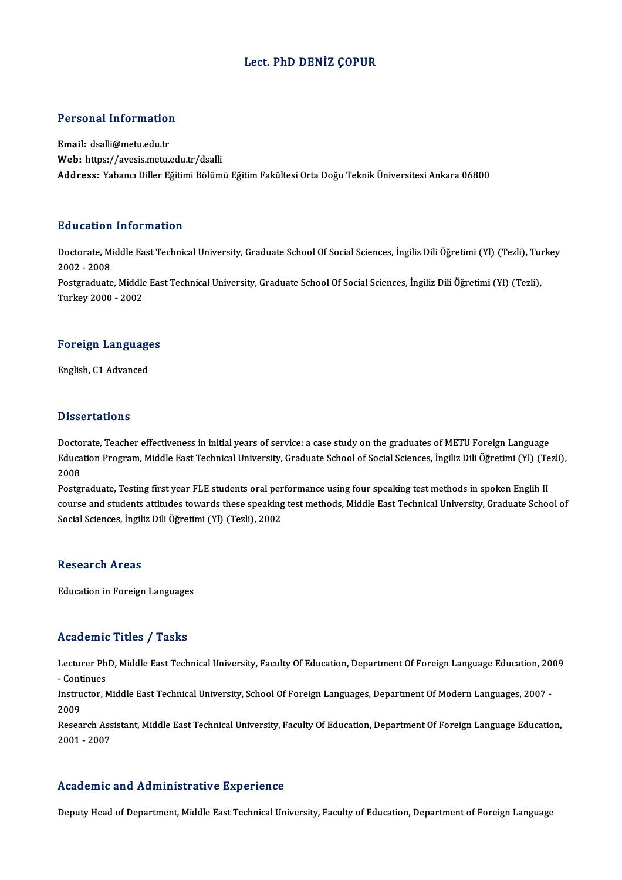# Lect. PhD DENİZ ÇOPUR

## Personal Information

**Email:** dsalli@metu.edu.tr
**Web:** https://avesis.metu.edu.tr/dsalli
**Address:** Yabancı Diller Eğitimi Bölümü Eğitim Fakültesi Orta Doğu Teknik Üniversitesi Ankara 06800

## Education Information

Doctorate, Middle East Technical University, Graduate School Of Social Sciences, İngiliz Dili Öğretimi (Yl) (Tezli), Turkey 2002 - 2008

Postgraduate, Middle East Technical University, Graduate School Of Social Sciences, İngiliz Dili Öğretimi (Yl) (Tezli), Turkey 2000 - 2002

## Foreign Languages

English, C1 Advanced

## Dissertations

Doctorate, Teacher effectiveness in initial years of service: a case study on the graduates of METU Foreign Language Education Program, Middle East Technical University, Graduate School of Social Sciences, İngiliz Dili Öğretimi (Yl) (Tezli), 2008

Postgraduate, Testing first year FLE students oral performance using four speaking test methods in spoken Englih II course and students attitudes towards these speaking test methods, Middle East Technical University, Graduate School of Social Sciences, İngiliz Dili Öğretimi (Yl) (Tezli), 2002

## Research Areas

Education in Foreign Languages

## Academic Titles / Tasks

Lecturer PhD, Middle East Technical University, Faculty Of Education, Department Of Foreign Language Education, 2009 - Continues

Instructor, Middle East Technical University, School Of Foreign Languages, Department Of Modern Languages, 2007 - 2009

Research Assistant, Middle East Technical University, Faculty Of Education, Department Of Foreign Language Education, 2001 - 2007

## Academic and Administrative Experience

Deputy Head of Department, Middle East Technical University, Faculty of Education, Department of Foreign Language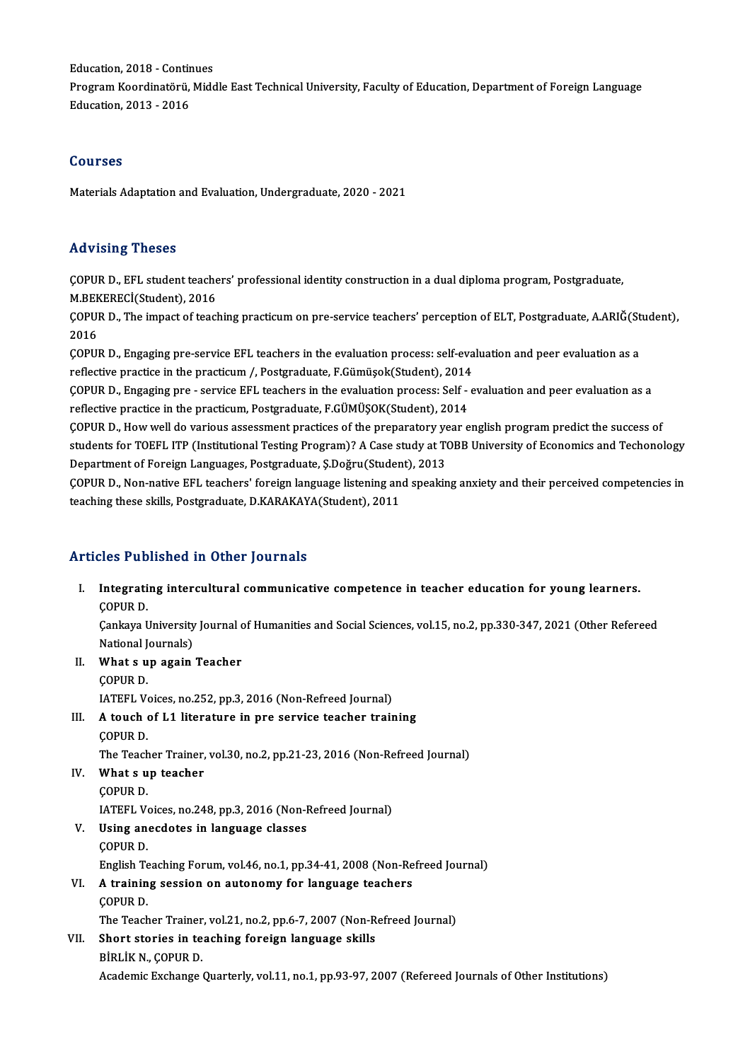Education, 2018 - Continues

Program Koordinatörü, Middle East Technical University, Faculty of Education, Department of Foreign Language Education, 2013 - 2016

## Courses

Materials Adaptation and Evaluation, Undergraduate, 2020 - 2021

## Advising Theses

ÇOPUR D., EFL student teachers' professional identity construction in a dual diploma program, Postgraduate, M.BEKERECİ(Student), 2016

ÇOPUR D., The impact of teaching practicum on pre-service teachers' perception of ELT, Postgraduate, A.ARIĞ(Student), 2016

ÇOPUR D., Engaging pre-service EFL teachers in the evaluation process: self-evaluation and peer evaluation as a reflective practice in the practicum /, Postgraduate, F.Gümüşok(Student), 2014

ÇOPUR D., Engaging pre - service EFL teachers in the evaluation process: Self - evaluation and peer evaluation as a reflective practice in the practicum, Postgraduate, F.GÜMÜŞOK(Student), 2014

ÇOPUR D., How well do various assessment practices of the preparatory year english program predict the success of students for TOEFL ITP (Institutional Testing Program)? A Case study at TOBB University of Economics and Techonology Department of Foreign Languages, Postgraduate, Ş.Doğru(Student), 2013

ÇOPUR D., Non-native EFL teachers' foreign language listening and speaking anxiety and their perceived competencies in teaching these skills, Postgraduate, D.KARAKAYA(Student), 2011

## Articles Published in Other Journals

I. **Integrating intercultural communicative competence in teacher education for young learners.**
ÇOPUR D.
Çankaya University Journal of Humanities and Social Sciences, vol.15, no.2, pp.330-347, 2021 (Other Refereed National Journals)

II. **What s up again Teacher**
ÇOPUR D.
IATEFL Voices, no.252, pp.3, 2016 (Non-Refreed Journal)

III. **A touch of L1 literature in pre service teacher training**
ÇOPUR D.
The Teacher Trainer, vol.30, no.2, pp.21-23, 2016 (Non-Refreed Journal)

IV. **What s up teacher**
ÇOPUR D.
IATEFL Voices, no.248, pp.3, 2016 (Non-Refreed Journal)

V. **Using anecdotes in language classes**
ÇOPUR D.
English Teaching Forum, vol.46, no.1, pp.34-41, 2008 (Non-Refreed Journal)

VI. **A training session on autonomy for language teachers**
ÇOPUR D.
The Teacher Trainer, vol.21, no.2, pp.6-7, 2007 (Non-Refreed Journal)

VII. **Short stories in teaching foreign language skills**
BİRLİK N., ÇOPUR D.
Academic Exchange Quarterly, vol.11, no.1, pp.93-97, 2007 (Refereed Journals of Other Institutions)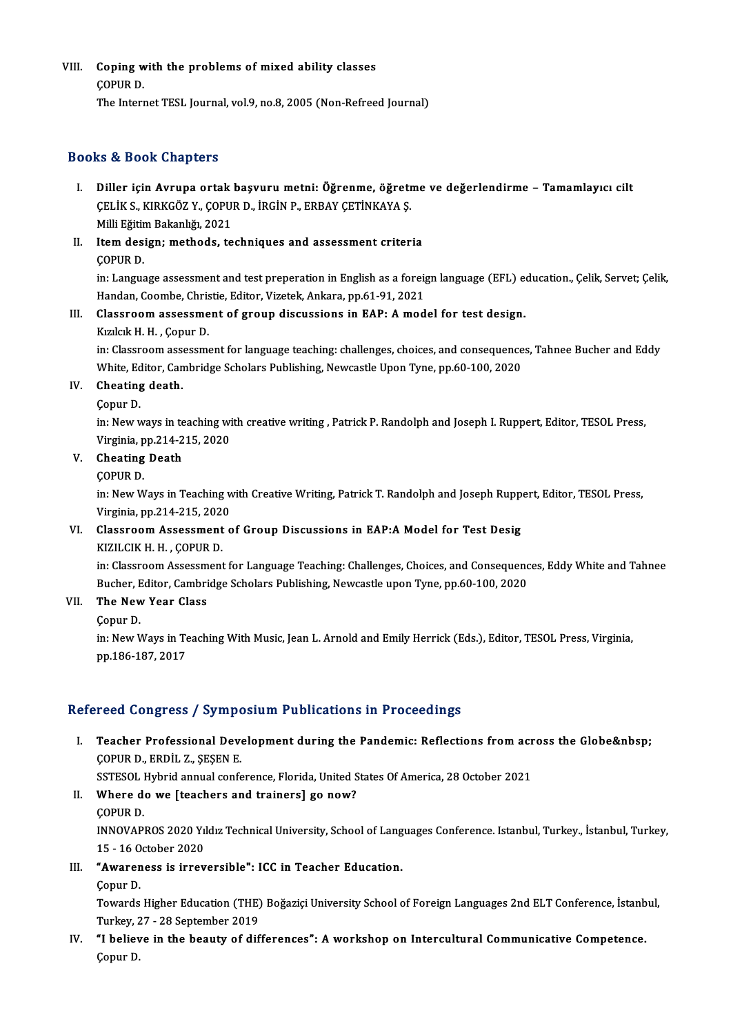VIII. **Coping with the problems of mixed ability classes**
ÇOPUR D.
The Internet TESL Journal, vol.9, no.8, 2005 (Non-Refreed Journal)

## Books & Book Chapters

I. **Diller için Avrupa ortak başvuru metni: Öğrenme, öğretme ve değerlendirme – Tamamlayıcı cilt**
ÇELİK S., KIRKGÖZ Y., ÇOPUR D., İRGİN P., ERBAY ÇETİNKAYA Ş.
Milli Eğitim Bakanlığı, 2021

II. **Item design; methods, techniques and assessment criteria**
ÇOPUR D.
in: Language assessment and test preperation in English as a foreign language (EFL) education., Çelik, Servet; Çelik, Handan, Coombe, Christie, Editor, Vizetek, Ankara, pp.61-91, 2021

III. **Classroom assessment of group discussions in EAP: A model for test design.**
Kızılcık H. H. , Çopur D.
in: Classroom assessment for language teaching: challenges, choices, and consequences, Tahnee Bucher and Eddy White, Editor, Cambridge Scholars Publishing, Newcastle Upon Tyne, pp.60-100, 2020

IV. **Cheating death.**
Çopur D.
in: New ways in teaching with creative writing , Patrick P. Randolph and Joseph I. Ruppert, Editor, TESOL Press, Virginia, pp.214-215, 2020

V. **Cheating Death**
ÇOPUR D.
in: New Ways in Teaching with Creative Writing, Patrick T. Randolph and Joseph Ruppert, Editor, TESOL Press, Virginia, pp.214-215, 2020

VI. **Classroom Assessment of Group Discussions in EAP:A Model for Test Desig**
KIZILCIK H. H. , ÇOPUR D.
in: Classroom Assessment for Language Teaching: Challenges, Choices, and Consequences, Eddy White and Tahnee Bucher, Editor, Cambridge Scholars Publishing, Newcastle upon Tyne, pp.60-100, 2020

VII. **The New Year Class**
Çopur D.
in: New Ways in Teaching With Music, Jean L. Arnold and Emily Herrick (Eds.), Editor, TESOL Press, Virginia, pp.186-187, 2017

## Refereed Congress / Symposium Publications in Proceedings

I. **Teacher Professional Development during the Pandemic: Reflections from across the Globe&nbsp;**
ÇOPUR D., ERDİL Z., ŞEŞEN E.
SSTESOL Hybrid annual conference, Florida, United States Of America, 28 October 2021

II. **Where do we [teachers and trainers] go now?**
ÇOPUR D.
INNOVAPROS 2020 Yıldız Technical University, School of Languages Conference. Istanbul, Turkey., İstanbul, Turkey, 15 - 16 October 2020

III. **"Awareness is irreversible": ICC in Teacher Education.**
Çopur D.
Towards Higher Education (THE) Boğaziçi University School of Foreign Languages 2nd ELT Conference, İstanbul, Turkey, 27 - 28 September 2019

IV. **"I believe in the beauty of differences": A workshop on Intercultural Communicative Competence.**
Çopur D.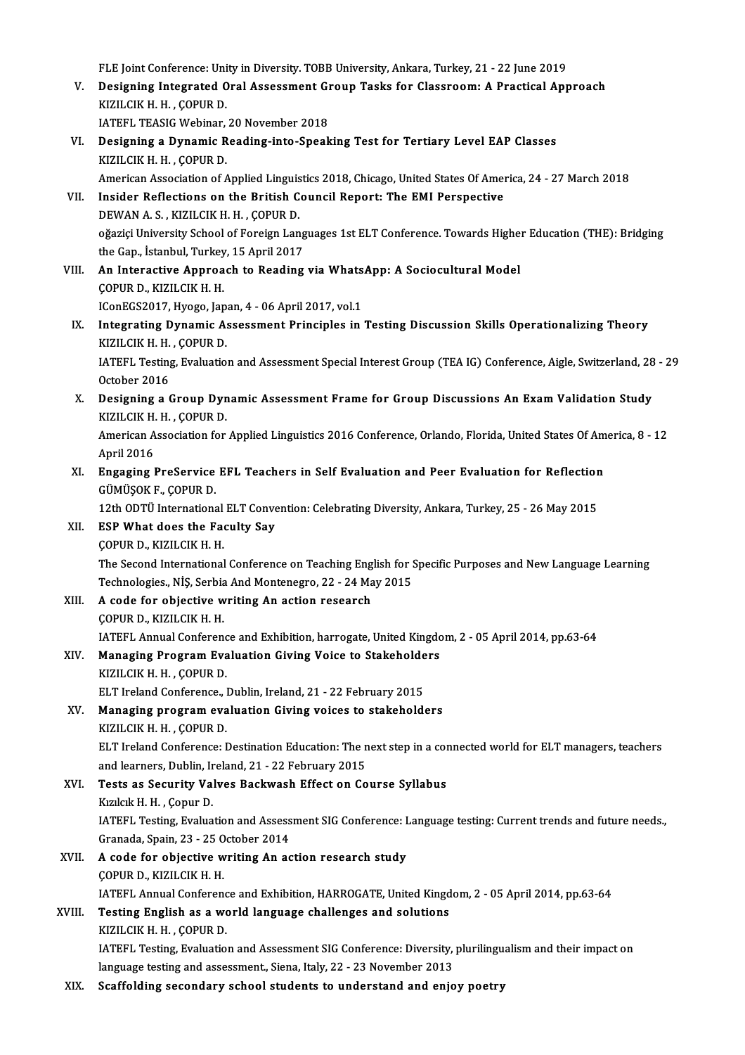FLE Joint Conference: Unity in Diversity. TOBB University, Ankara, Turkey, 21 - 22 June 2019

V. **Designing Integrated Oral Assessment Group Tasks for Classroom: A Practical Approach**
KIZILCIK H. H. , ÇOPUR D.
IATEFL TEASIG Webinar, 20 November 2018

VI. **Designing a Dynamic Reading-into-Speaking Test for Tertiary Level EAP Classes**
KIZILCIK H. H. , ÇOPUR D.
American Association of Applied Linguistics 2018, Chicago, United States Of America, 24 - 27 March 2018

VII. **Insider Reflections on the British Council Report: The EMI Perspective**
DEWAN A. S. , KIZILCIK H. H. , ÇOPUR D.
oğaziçi University School of Foreign Languages 1st ELT Conference. Towards Higher Education (THE): Bridging the Gap., İstanbul, Turkey, 15 April 2017

VIII. **An Interactive Approach to Reading via WhatsApp: A Sociocultural Model**
ÇOPUR D., KIZILCIK H. H.
IConEGS2017, Hyogo, Japan, 4 - 06 April 2017, vol.1

IX. **Integrating Dynamic Assessment Principles in Testing Discussion Skills Operationalizing Theory**
KIZILCIK H. H. , ÇOPUR D.
IATEFL Testing, Evaluation and Assessment Special Interest Group (TEA IG) Conference, Aigle, Switzerland, 28 - 29 October 2016

X. **Designing a Group Dynamic Assessment Frame for Group Discussions An Exam Validation Study**
KIZILCIK H. H. , ÇOPUR D.
American Association for Applied Linguistics 2016 Conference, Orlando, Florida, United States Of America, 8 - 12 April 2016

XI. **Engaging PreService EFL Teachers in Self Evaluation and Peer Evaluation for Reflection**
GÜMÜŞOK F., ÇOPUR D.
12th ODTÜ International ELT Convention: Celebrating Diversity, Ankara, Turkey, 25 - 26 May 2015

XII. **ESP What does the Faculty Say**
ÇOPUR D., KIZILCIK H. H.
The Second International Conference on Teaching English for Specific Purposes and New Language Learning Technologies., NİŞ, Serbia And Montenegro, 22 - 24 May 2015

XIII. **A code for objective writing An action research**
ÇOPUR D., KIZILCIK H. H.
IATEFL Annual Conference and Exhibition, harrogate, United Kingdom, 2 - 05 April 2014, pp.63-64

XIV. **Managing Program Evaluation Giving Voice to Stakeholders**
KIZILCIK H. H. , ÇOPUR D.
ELT Ireland Conference., Dublin, Ireland, 21 - 22 February 2015

XV. **Managing program evaluation Giving voices to stakeholders**
KIZILCIK H. H. , ÇOPUR D.
ELT Ireland Conference: Destination Education: The next step in a connected world for ELT managers, teachers and learners, Dublin, Ireland, 21 - 22 February 2015

XVI. **Tests as Security Valves Backwash Effect on Course Syllabus**
Kızılcık H. H. , Çopur D.
IATEFL Testing, Evaluation and Assessment SIG Conference: Language testing: Current trends and future needs., Granada, Spain, 23 - 25 October 2014

XVII. **A code for objective writing An action research study**
ÇOPUR D., KIZILCIK H. H.
IATEFL Annual Conference and Exhibition, HARROGATE, United Kingdom, 2 - 05 April 2014, pp.63-64

XVIII. **Testing English as a world language challenges and solutions**
KIZILCIK H. H. , ÇOPUR D.
IATEFL Testing, Evaluation and Assessment SIG Conference: Diversity, plurilingualism and their impact on language testing and assessment., Siena, Italy, 22 - 23 November 2013

XIX. **Scaffolding secondary school students to understand and enjoy poetry**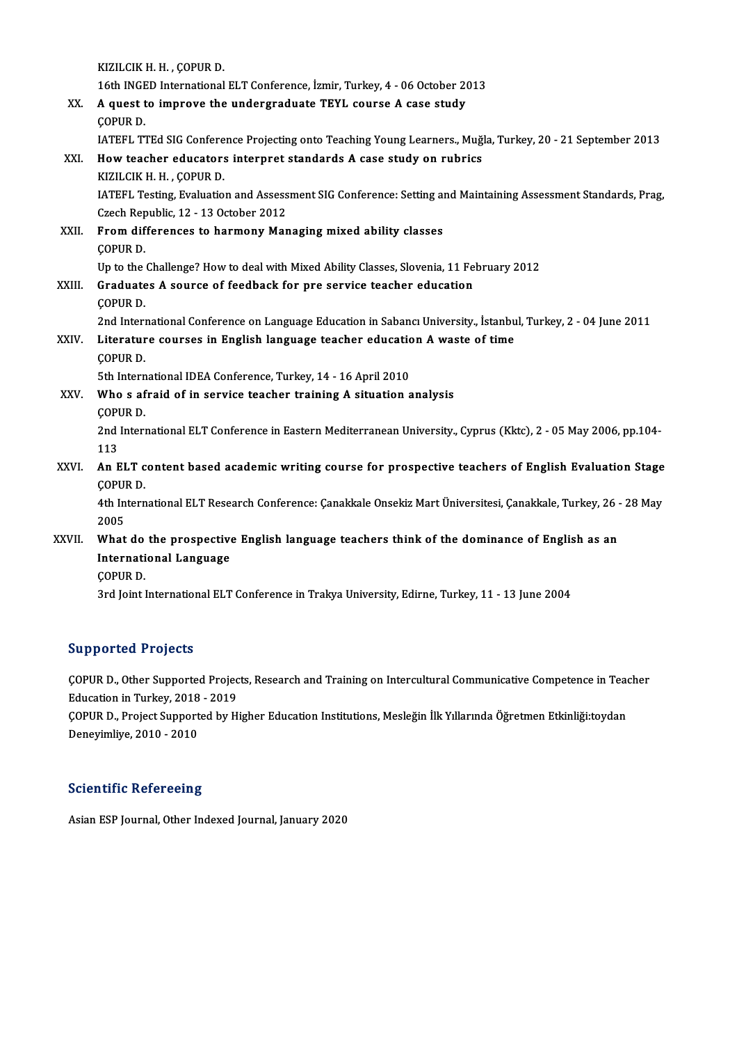KIZILCIK H. H. , ÇOPUR D.
16th INGED International ELT Conference, İzmir, Turkey, 4 - 06 October 2013

XX. **A quest to improve the undergraduate TEYL course A case study**
ÇOPUR D.
IATEFL TTEd SIG Conference Projecting onto Teaching Young Learners., Muğla, Turkey, 20 - 21 September 2013

XXI. **How teacher educators interpret standards A case study on rubrics**
KIZILCIK H. H. , ÇOPUR D.
IATEFL Testing, Evaluation and Assessment SIG Conference: Setting and Maintaining Assessment Standards, Prag, Czech Republic, 12 - 13 October 2012

XXII. **From differences to harmony Managing mixed ability classes**
ÇOPUR D.
Up to the Challenge? How to deal with Mixed Ability Classes, Slovenia, 11 February 2012

XXIII. **Graduates A source of feedback for pre service teacher education**
ÇOPUR D.
2nd International Conference on Language Education in Sabancı University., İstanbul, Turkey, 2 - 04 June 2011

XXIV. **Literature courses in English language teacher education A waste of time**
ÇOPUR D.
5th International IDEA Conference, Turkey, 14 - 16 April 2010

XXV. **Who s afraid of in service teacher training A situation analysis**
ÇOPUR D.
2nd International ELT Conference in Eastern Mediterranean University., Cyprus (Kktc), 2 - 05 May 2006, pp.104-113

XXVI. **An ELT content based academic writing course for prospective teachers of English Evaluation Stage**
ÇOPUR D.
4th International ELT Research Conference: Çanakkale Onsekiz Mart Üniversitesi, Çanakkale, Turkey, 26 - 28 May 2005

XXVII. **What do the prospective English language teachers think of the dominance of English as an International Language**
ÇOPUR D.
3rd Joint International ELT Conference in Trakya University, Edirne, Turkey, 11 - 13 June 2004

## Supported Projects

ÇOPUR D., Other Supported Projects, Research and Training on Intercultural Communicative Competence in Teacher Education in Turkey, 2018 - 2019

ÇOPUR D., Project Supported by Higher Education Institutions, Mesleğin İlk Yıllarında Öğretmen Etkinliği:toydan Deneyimliye, 2010 - 2010

## Scientific Refereeing

Asian ESP Journal, Other Indexed Journal, January 2020